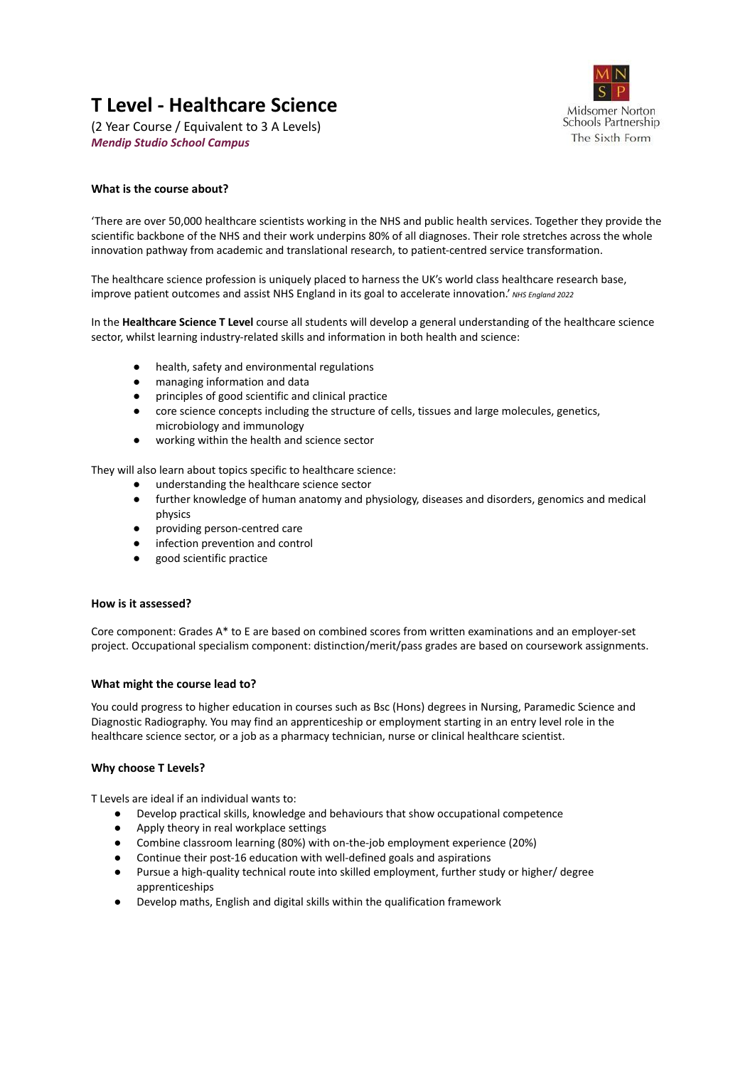# T Level - Healthcare Science

(2 Year Course / Equivalent to 3 A Levels)
***Mendip Studio School Campus***

Midsomer Norton Schools Partnership
The Sixth Form

### What is the course about?

'There are over 50,000 healthcare scientists working in the NHS and public health services. Together they provide the scientific backbone of the NHS and their work underpins 80% of all diagnoses. Their role stretches across the whole innovation pathway from academic and translational research, to patient-centred service transformation.

The healthcare science profession is uniquely placed to harness the UK's world class healthcare research base, improve patient outcomes and assist NHS England in its goal to accelerate innovation.' *NHS England 2022*

In the **Healthcare Science T Level** course all students will develop a general understanding of the healthcare science sector, whilst learning industry-related skills and information in both health and science:

- health, safety and environmental regulations
- managing information and data
- principles of good scientific and clinical practice
- core science concepts including the structure of cells, tissues and large molecules, genetics, microbiology and immunology
- working within the health and science sector

They will also learn about topics specific to healthcare science:

- understanding the healthcare science sector
- further knowledge of human anatomy and physiology, diseases and disorders, genomics and medical physics
- providing person-centred care
- infection prevention and control
- good scientific practice

### How is it assessed?

Core component: Grades A* to E are based on combined scores from written examinations and an employer-set project. Occupational specialism component: distinction/merit/pass grades are based on coursework assignments.

### What might the course lead to?

You could progress to higher education in courses such as Bsc (Hons) degrees in Nursing, Paramedic Science and Diagnostic Radiography. You may find an apprenticeship or employment starting in an entry level role in the healthcare science sector, or a job as a pharmacy technician, nurse or clinical healthcare scientist.

### Why choose T Levels?

T Levels are ideal if an individual wants to:

- Develop practical skills, knowledge and behaviours that show occupational competence
- Apply theory in real workplace settings
- Combine classroom learning (80%) with on-the-job employment experience (20%)
- Continue their post-16 education with well-defined goals and aspirations
- Pursue a high-quality technical route into skilled employment, further study or higher/ degree apprenticeships
- Develop maths, English and digital skills within the qualification framework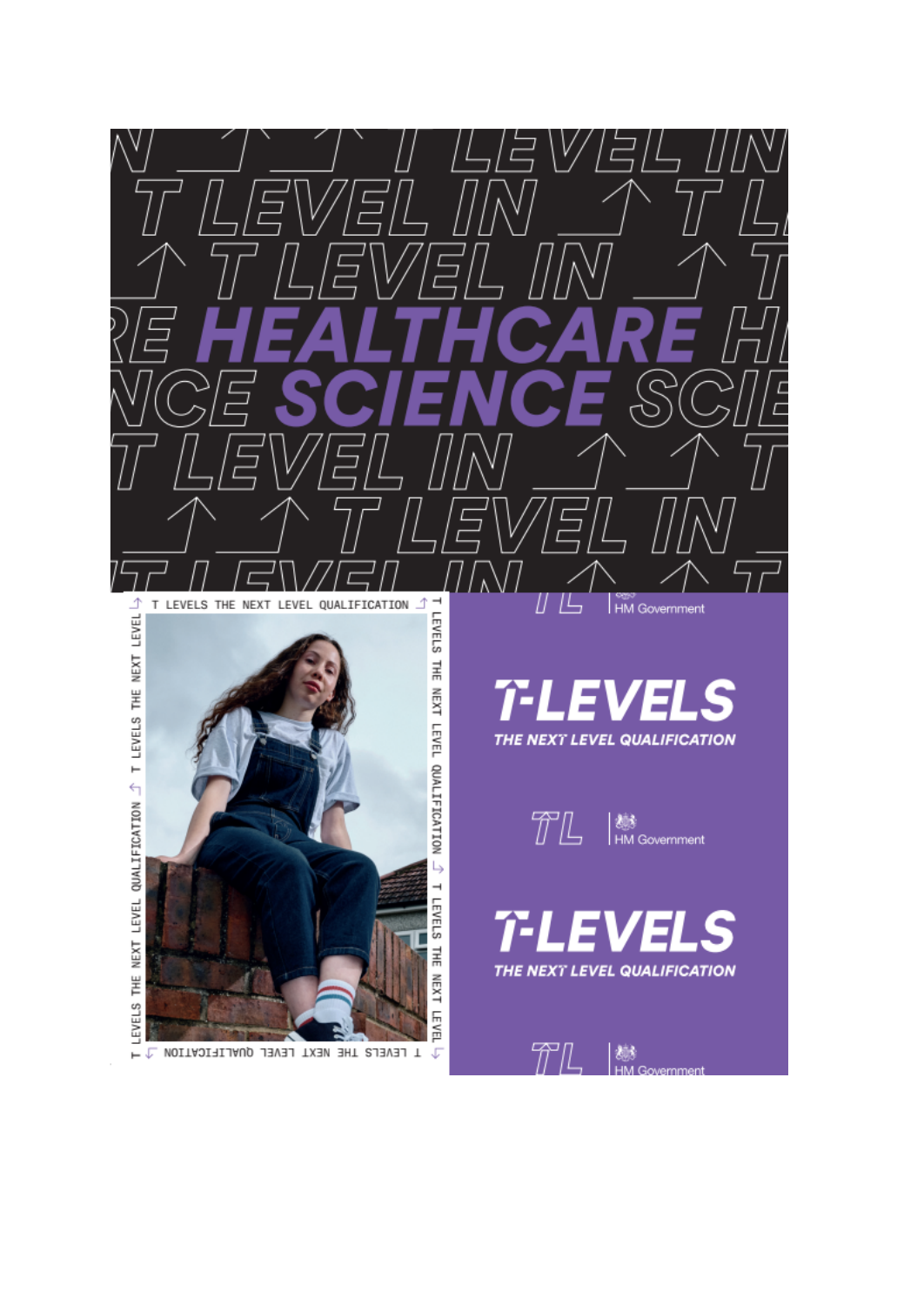# T LEVEL IN HEALTHCARE SCIENCE

T LEVELS THE NEXT LEVEL QUALIFICATION

HM Government

**T-LEVELS**

**THE NEXT LEVEL QUALIFICATION**

TL | HM Government

**T-LEVELS**

**THE NEXT LEVEL QUALIFICATION**

TL | HM Government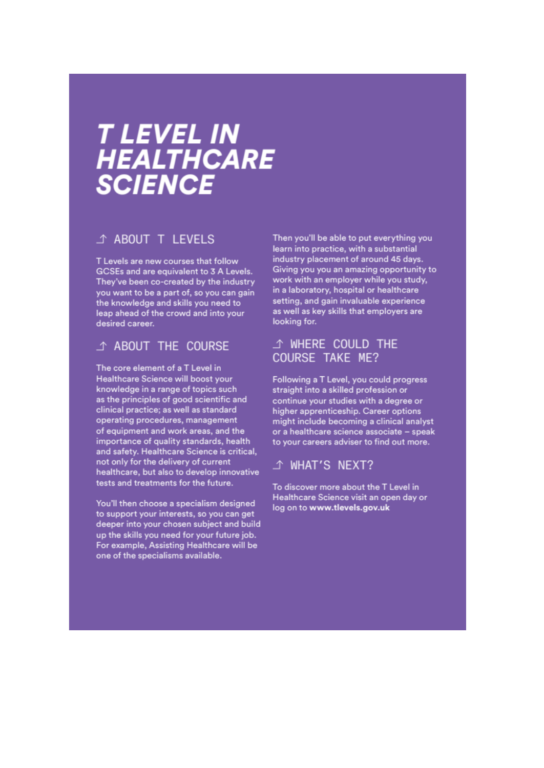# T LEVEL IN HEALTHCARE SCIENCE

## ABOUT T LEVELS

T Levels are new courses that follow GCSEs and are equivalent to 3 A Levels. They've been co-created by the industry you want to be a part of, so you can gain the knowledge and skills you need to leap ahead of the crowd and into your desired career.

## ABOUT THE COURSE

The core element of a T Level in Healthcare Science will boost your knowledge in a range of topics such as the principles of good scientific and clinical practice; as well as standard operating procedures, management of equipment and work areas, and the importance of quality standards, health and safety. Healthcare Science is critical, not only for the delivery of current healthcare, but also to develop innovative tests and treatments for the future.

You'll then choose a specialism designed to support your interests, so you can get deeper into your chosen subject and build up the skills you need for your future job. For example, Assisting Healthcare will be one of the specialisms available.

Then you'll be able to put everything you learn into practice, with a substantial industry placement of around 45 days. Giving you you an amazing opportunity to work with an employer while you study, in a laboratory, hospital or healthcare setting, and gain invaluable experience as well as key skills that employers are looking for.

## WHERE COULD THE COURSE TAKE ME?

Following a T Level, you could progress straight into a skilled profession or continue your studies with a degree or higher apprenticeship. Career options might include becoming a clinical analyst or a healthcare science associate – speak to your careers adviser to find out more.

## WHAT'S NEXT?

To discover more about the T Level in Healthcare Science visit an open day or log on to **www.tlevels.gov.uk**